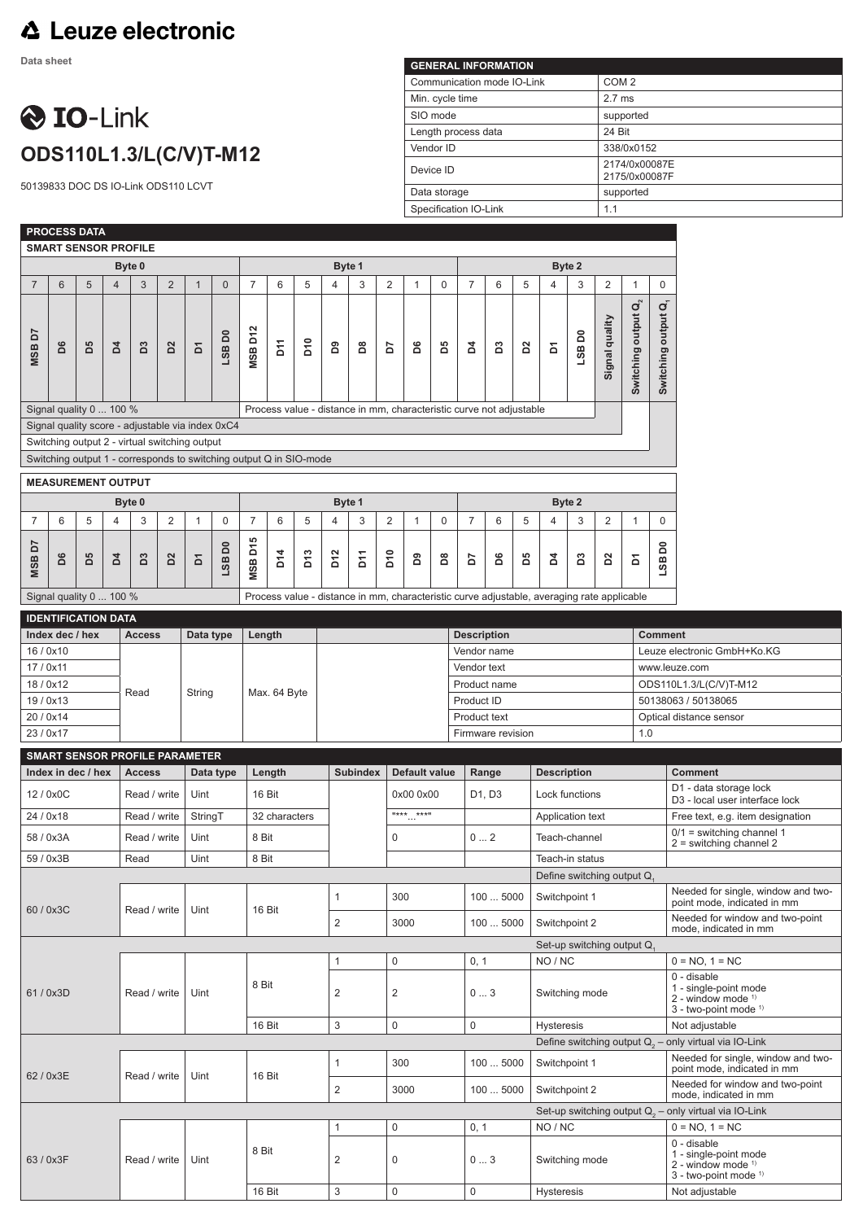# Leuze electronic

**Data sheet**

# IO-Link

## ODS110L1.3/L(C/V)T-M12

50139833 DOC DS IO-Link ODS110 LCVT

| GENERAL INFORMATION | |
|---|---|
| Communication mode IO-Link | COM 2 |
| Min. cycle time | 2.7 ms |
| SIO mode | supported |
| Length process data | 24 Bit |
| Vendor ID | 338/0x0152 |
| Device ID | 2174/0x00087E<br>2175/0x00087F |
| Data storage | supported |
| Specification IO-Link | 1.1 |

### PROCESS DATA

**SMART SENSOR PROFILE**

| Byte 0 | | | | | | | | Byte 1 | | | | | | | | Byte 2 | | | | | | | |
|---|---|---|---|---|---|---|---|---|---|---|---|---|---|---|---|---|---|---|---|---|---|---|---|
| 7 | 6 | 5 | 4 | 3 | 2 | 1 | 0 | 7 | 6 | 5 | 4 | 3 | 2 | 1 | 0 | 7 | 6 | 5 | 4 | 3 | 2 | 1 | 0 |
| MSB D7 | D6 | D5 | D4 | D3 | D2 | D1 | LSB D0 | MSB D12 | D11 | D10 | D9 | D8 | D7 | D6 | D5 | D4 | D3 | D2 | D1 | LSB D0 | Signal quality | Switching output $Q_2$ | Switching output $Q_1$ |
| Signal quality 0 ... 100 % | | | | | | | | Process value - distance in mm, characteristic curve not adjustable | | | | | | | | | | | | | | | |

- Signal quality score - adjustable via index 0xC4
- Switching output 2 - virtual switching output
- Switching output 1 - corresponds to switching output Q in SIO-mode

**MEASUREMENT OUTPUT**

| Byte 0 | | | | | | | | Byte 1 | | | | | | | | Byte 2 | | | | | | | |
|---|---|---|---|---|---|---|---|---|---|---|---|---|---|---|---|---|---|---|---|---|---|---|---|
| 7 | 6 | 5 | 4 | 3 | 2 | 1 | 0 | 7 | 6 | 5 | 4 | 3 | 2 | 1 | 0 | 7 | 6 | 5 | 4 | 3 | 2 | 1 | 0 |
| MSB D7 | D6 | D5 | D4 | D3 | D2 | D1 | LSB D0 | MSB D15 | D14 | D13 | D12 | D11 | D10 | D9 | D8 | D7 | D6 | D5 | D4 | D3 | D2 | D1 | LSB D0 |
| Signal quality 0 ... 100 % | | | | | | | | Process value - distance in mm, characteristic curve adjustable, averaging rate applicable | | | | | | | | | | | | | | | |

### IDENTIFICATION DATA

| Index dec / hex | Access | Data type | Length | Description | Comment |
|---|---|---|---|---|---|
| 16 / 0x10 | Read | String | Max. 64 Byte | Vendor name | Leuze electronic GmbH+Ko.KG |
| 17 / 0x11 | Read | String | Max. 64 Byte | Vendor text | www.leuze.com |
| 18 / 0x12 | Read | String | Max. 64 Byte | Product name | ODS110L1.3/L(C/V)T-M12 |
| 19 / 0x13 | Read | String | Max. 64 Byte | Product ID | 50138063 / 50138065 |
| 20 / 0x14 | Read | String | Max. 64 Byte | Product text | Optical distance sensor |
| 23 / 0x17 | Read | String | Max. 64 Byte | Firmware revision | 1.0 |

### SMART SENSOR PROFILE PARAMETER

| Index in dec / hex | Access | Data type | Length | Subindex | Default value | Range | Description | Comment |
|---|---|---|---|---|---|---|---|---|
| 12 / 0x0C | Read / write | Uint | 16 Bit | | 0x00 0x00 | D1, D3 | Lock functions | D1 - data storage lock<br>D3 - local user interface lock |
| 24 / 0x18 | Read / write | StringT | 32 characters | | "***...***" | | Application text | Free text, e.g. item designation |
| 58 / 0x3A | Read / write | Uint | 8 Bit | | 0 | 0 ... 2 | Teach-channel | 0/1 = switching channel 1<br>2 = switching channel 2 |
| 59 / 0x3B | Read | Uint | 8 Bit | | | | Teach-in status | |
| | | | | | | | Define switching output $Q_1$ | |
| 60 / 0x3C | Read / write | Uint | 16 Bit | 1 | 300 | 100 ... 5000 | Switchpoint 1 | Needed for single, window and two-point mode, indicated in mm |
| | | | | 2 | 3000 | 100 ... 5000 | Switchpoint 2 | Needed for window and two-point mode, indicated in mm |
| | | | | | | | Set-up switching output $Q_1$ | |
| 61 / 0x3D | Read / write | Uint | 8 Bit | 1 | 0 | 0, 1 | NO / NC | 0 = NO, 1 = NC |
| | | | | 2 | 2 | 0 ... 3 | Switching mode | 0 - disable<br>1 - single-point mode<br>2 - window mode [1]<br>3 - two-point mode [1] |
| | | | 16 Bit | 3 | 0 | 0 | Hysteresis | Not adjustable |
| | | | | | | | Define switching output $Q_2$ – only virtual via IO-Link | |
| 62 / 0x3E | Read / write | Uint | 16 Bit | 1 | 300 | 100 ... 5000 | Switchpoint 1 | Needed for single, window and two-point mode, indicated in mm |
| | | | | 2 | 3000 | 100 ... 5000 | Switchpoint 2 | Needed for window and two-point mode, indicated in mm |
| | | | | | | | Set-up switching output $Q_2$ – only virtual via IO-Link | |
| 63 / 0x3F | Read / write | Uint | 8 Bit | 1 | 0 | 0, 1 | NO / NC | 0 = NO, 1 = NC |
| | | | | 2 | 0 | 0 ... 3 | Switching mode | 0 - disable<br>1 - single-point mode<br>2 - window mode [1]<br>3 - two-point mode [1] |
| | | | 16 Bit | 3 | 0 | 0 | Hysteresis | Not adjustable |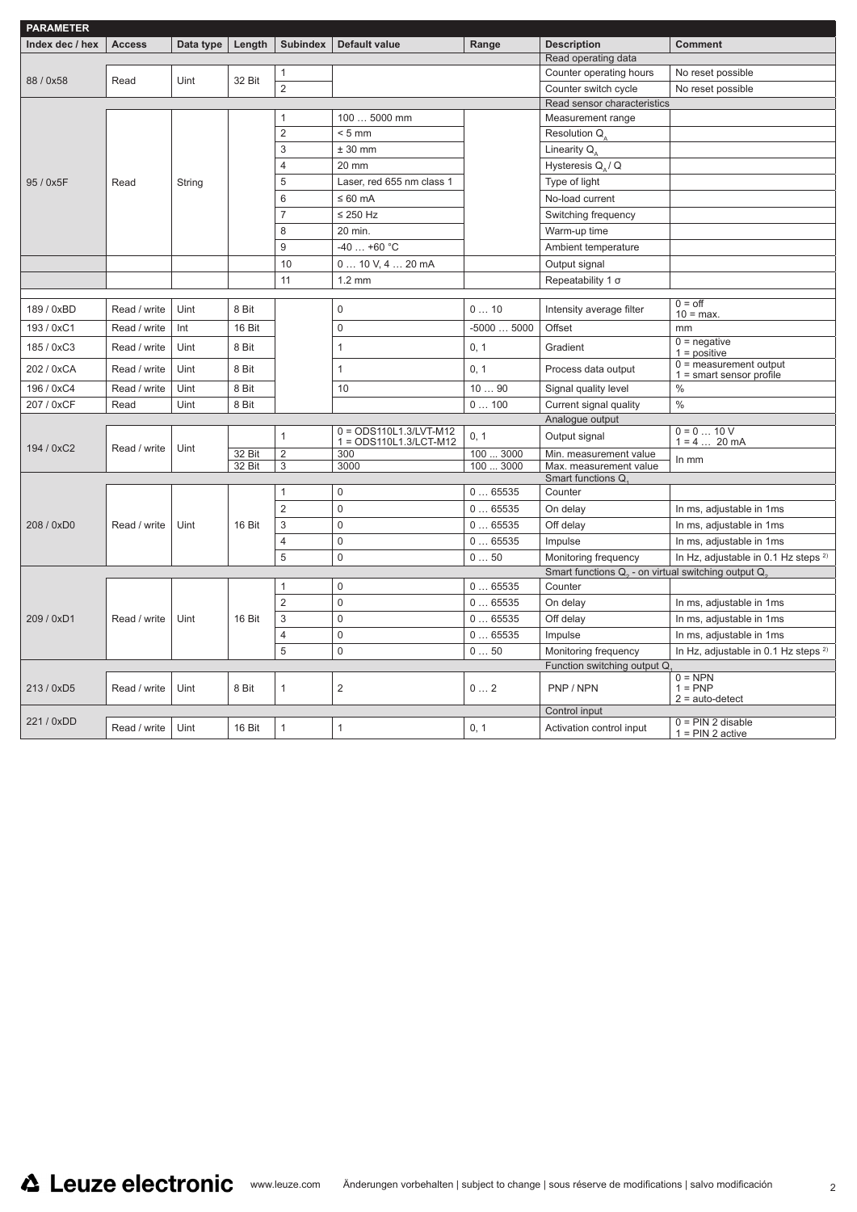| PARAMETER | | | | | | | | |
|---|---|---|---|---|---|---|---|---|
| **Index dec / hex** | **Access** | **Data type** | **Length** | **Subindex** | **Default value** | **Range** | **Description** | **Comment** |
| | | | | | | | Read operating data | |
| 88 / 0x58 | Read | Uint | 32 Bit | 1 | | | Counter operating hours | No reset possible |
| | | | | 2 | | | Counter switch cycle | No reset possible |
| | | | | | | | Read sensor characteristics | |
| 95 / 0x5F | Read | String | | 1 | 100 … 5000 mm | | Measurement range | |
| | | | | 2 | < 5 mm | | Resolution $Q_A$ | |
| | | | | 3 | ± 30 mm | | Linearity $Q_A$ | |
| | | | | 4 | 20 mm | | Hysteresis $Q_A$ / Q | |
| | | | | 5 | Laser, red 655 nm class 1 | | Type of light | |
| | | | | 6 | ≤ 60 mA | | No-load current | |
| | | | | 7 | ≤ 250 Hz | | Switching frequency | |
| | | | | 8 | 20 min. | | Warm-up time | |
| | | | | 9 | -40 … +60 °C | | Ambient temperature | |
| | | | | 10 | 0 … 10 V, 4 … 20 mA | | Output signal | |
| | | | | 11 | 1.2 mm | | Repeatability 1 σ | |
| 189 / 0xBD | Read / write | Uint | 8 Bit | | 0 | 0 … 10 | Intensity average filter | 0 = off<br>10 = max. |
| 193 / 0xC1 | Read / write | Int | 16 Bit | | 0 | -5000 … 5000 | Offset | mm |
| 185 / 0xC3 | Read / write | Uint | 8 Bit | | 1 | 0, 1 | Gradient | 0 = negative<br>1 = positive |
| 202 / 0xCA | Read / write | Uint | 8 Bit | | 1 | 0, 1 | Process data output | 0 = measurement output<br>1 = smart sensor profile |
| 196 / 0xC4 | Read / write | Uint | 8 Bit | | 10 | 10 … 90 | Signal quality level | % |
| 207 / 0xCF | Read | Uint | 8 Bit | | | 0 … 100 | Current signal quality | % |
| | | | | | | | Analogue output | |
| 194 / 0xC2 | Read / write | Uint | | 1 | 0 = ODS110L1.3/LVT-M12<br>1 = ODS110L1.3/LCT-M12 | 0, 1 | Output signal | 0 = 0 … 10 V<br>1 = 4 … 20 mA |
| | | | 32 Bit | 2 | 300 | 100 ... 3000 | Min. measurement value | In mm |
| | | | 32 Bit | 3 | 3000 | 100 ... 3000 | Max. measurement value | |
| | | | | | | | Smart functions $Q_1$ | |
| 208 / 0xD0 | Read / write | Uint | 16 Bit | 1 | 0 | 0 … 65535 | Counter | |
| | | | | 2 | 0 | 0 … 65535 | On delay | In ms, adjustable in 1ms |
| | | | | 3 | 0 | 0 … 65535 | Off delay | In ms, adjustable in 1ms |
| | | | | 4 | 0 | 0 … 65535 | Impulse | In ms, adjustable in 1ms |
| | | | | 5 | 0 | 0 … 50 | Monitoring frequency | In Hz, adjustable in 0.1 Hz steps [2)] |
| | | | | | | | Smart functions $Q_2$ - on virtual switching output $Q_2$ | |
| 209 / 0xD1 | Read / write | Uint | 16 Bit | 1 | 0 | 0 … 65535 | Counter | |
| | | | | 2 | 0 | 0 … 65535 | On delay | In ms, adjustable in 1ms |
| | | | | 3 | 0 | 0 … 65535 | Off delay | In ms, adjustable in 1ms |
| | | | | 4 | 0 | 0 … 65535 | Impulse | In ms, adjustable in 1ms |
| | | | | 5 | 0 | 0 … 50 | Monitoring frequency | In Hz, adjustable in 0.1 Hz steps [2)] |
| | | | | | | | Function switching output $Q_1$ | |
| 213 / 0xD5 | Read / write | Uint | 8 Bit | 1 | 2 | 0 … 2 | PNP / NPN | 0 = NPN<br>1 = PNP<br>2 = auto-detect |
| | | | | | | | Control input | |
| 221 / 0xDD | Read / write | Uint | 16 Bit | 1 | 1 | 0, 1 | Activation control input | 0 = PIN 2 disable<br>1 = PIN 2 active |

Leuze electronic www.leuze.com Änderungen vorbehalten | subject to change | sous réserve de modifications | salvo modificación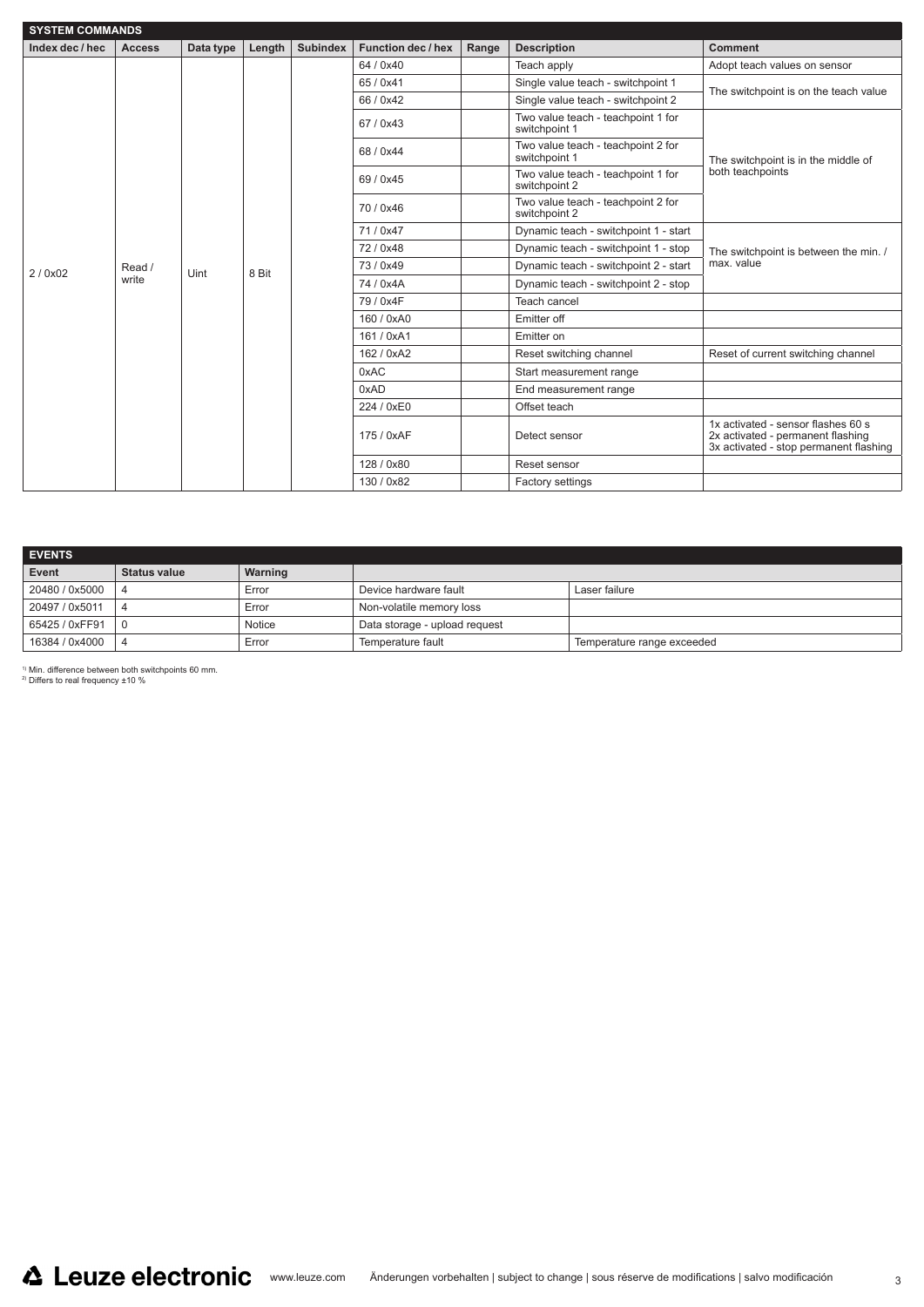## SYSTEM COMMANDS

| Index dec / hec | Access | Data type | Length | Subindex | Function dec / hex | Range | Description | Comment |
|---|---|---|---|---|---|---|---|---|
| 2 / 0x02 | Read / write | Uint | 8 Bit | | 64 / 0x40 | | Teach apply | Adopt teach values on sensor |
| | | | | | 65 / 0x41 | | Single value teach - switchpoint 1 | The switchpoint is on the teach value |
| | | | | | 66 / 0x42 | | Single value teach - switchpoint 2 | |
| | | | | | 67 / 0x43 | | Two value teach - teachpoint 1 for switchpoint 1 | The switchpoint is in the middle of both teachpoints |
| | | | | | 68 / 0x44 | | Two value teach - teachpoint 2 for switchpoint 1 | |
| | | | | | 69 / 0x45 | | Two value teach - teachpoint 1 for switchpoint 2 | |
| | | | | | 70 / 0x46 | | Two value teach - teachpoint 2 for switchpoint 2 | |
| | | | | | 71 / 0x47 | | Dynamic teach - switchpoint 1 - start | The switchpoint is between the min. / max. value |
| | | | | | 72 / 0x48 | | Dynamic teach - switchpoint 1 - stop | |
| | | | | | 73 / 0x49 | | Dynamic teach - switchpoint 2 - start | |
| | | | | | 74 / 0x4A | | Dynamic teach - switchpoint 2 - stop | |
| | | | | | 79 / 0x4F | | Teach cancel | |
| | | | | | 160 / 0xA0 | | Emitter off | |
| | | | | | 161 / 0xA1 | | Emitter on | |
| | | | | | 162 / 0xA2 | | Reset switching channel | Reset of current switching channel |
| | | | | | 0xAC | | Start measurement range | |
| | | | | | 0xAD | | End measurement range | |
| | | | | | 224 / 0xE0 | | Offset teach | |
| | | | | | 175 / 0xAF | | Detect sensor | 1x activated - sensor flashes 60 s<br>2x activated - permanent flashing<br>3x activated - stop permanent flashing |
| | | | | | 128 / 0x80 | | Reset sensor | |
| | | | | | 130 / 0x82 | | Factory settings | |

## EVENTS

| Event | Status value | Warning | | |
|---|---|---|---|---|
| 20480 / 0x5000 | 4 | Error | Device hardware fault | Laser failure |
| 20497 / 0x5011 | 4 | Error | Non-volatile memory loss | |
| 65425 / 0xFF91 | 0 | Notice | Data storage - upload request | |
| 16384 / 0x4000 | 4 | Error | Temperature fault | Temperature range exceeded |

[1] Min. difference between both switchpoints 60 mm.
[2] Differs to real frequency ±10 %

Leuze electronic www.leuze.com Änderungen vorbehalten | subject to change | sous réserve de modifications | salvo modificación